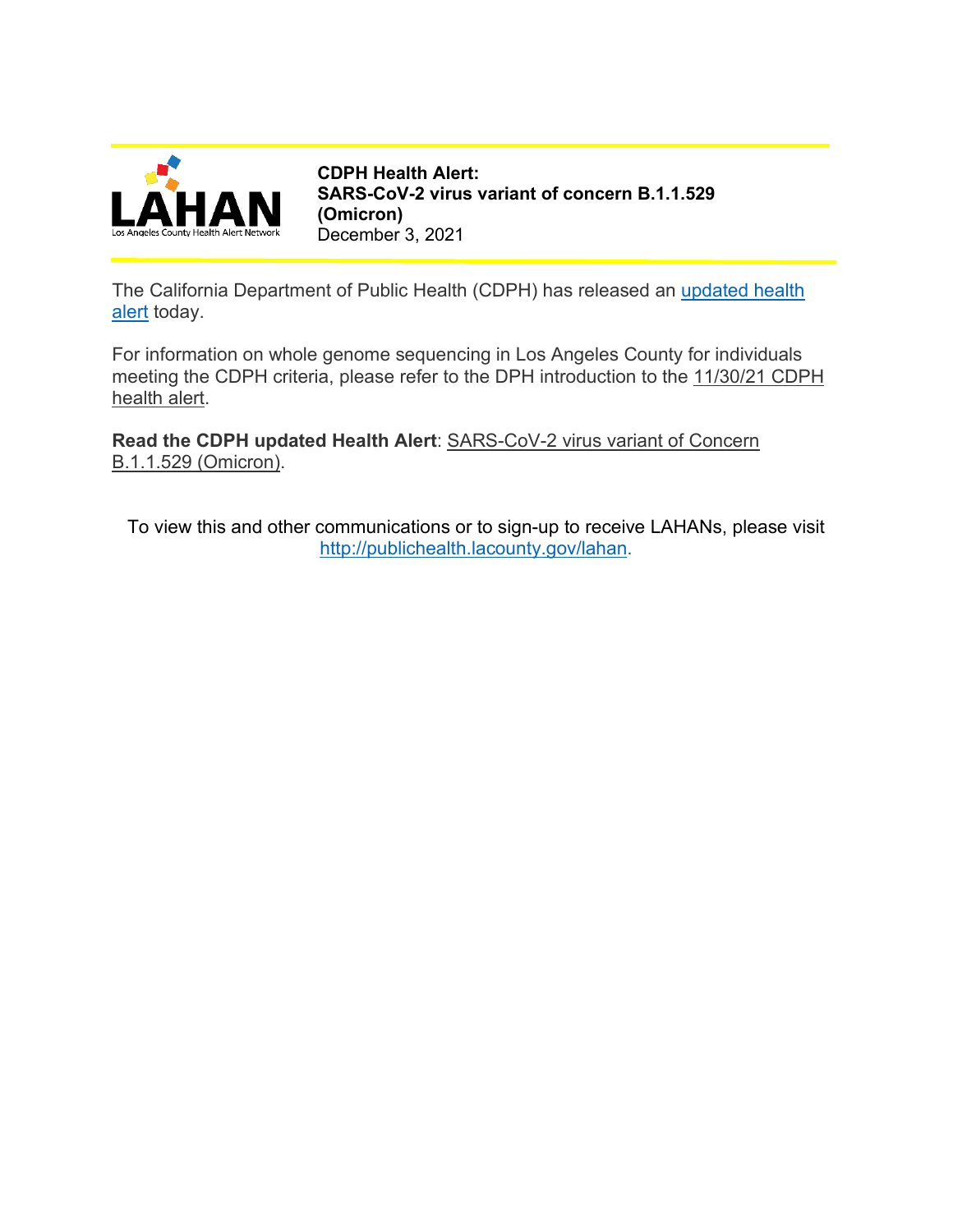LAHAN
Los Angeles County Health Alert Network

**CDPH Health Alert:**
**SARS-CoV-2 virus variant of concern B.1.1.529 (Omicron)**
December 3, 2021

The California Department of Public Health (CDPH) has released an updated health alert today.

For information on whole genome sequencing in Los Angeles County for individuals meeting the CDPH criteria, please refer to the DPH introduction to the 11/30/21 CDPH health alert.

**Read the CDPH updated Health Alert**: SARS-CoV-2 virus variant of Concern B.1.1.529 (Omicron).

To view this and other communications or to sign-up to receive LAHANs, please visit http://publichealth.lacounty.gov/lahan.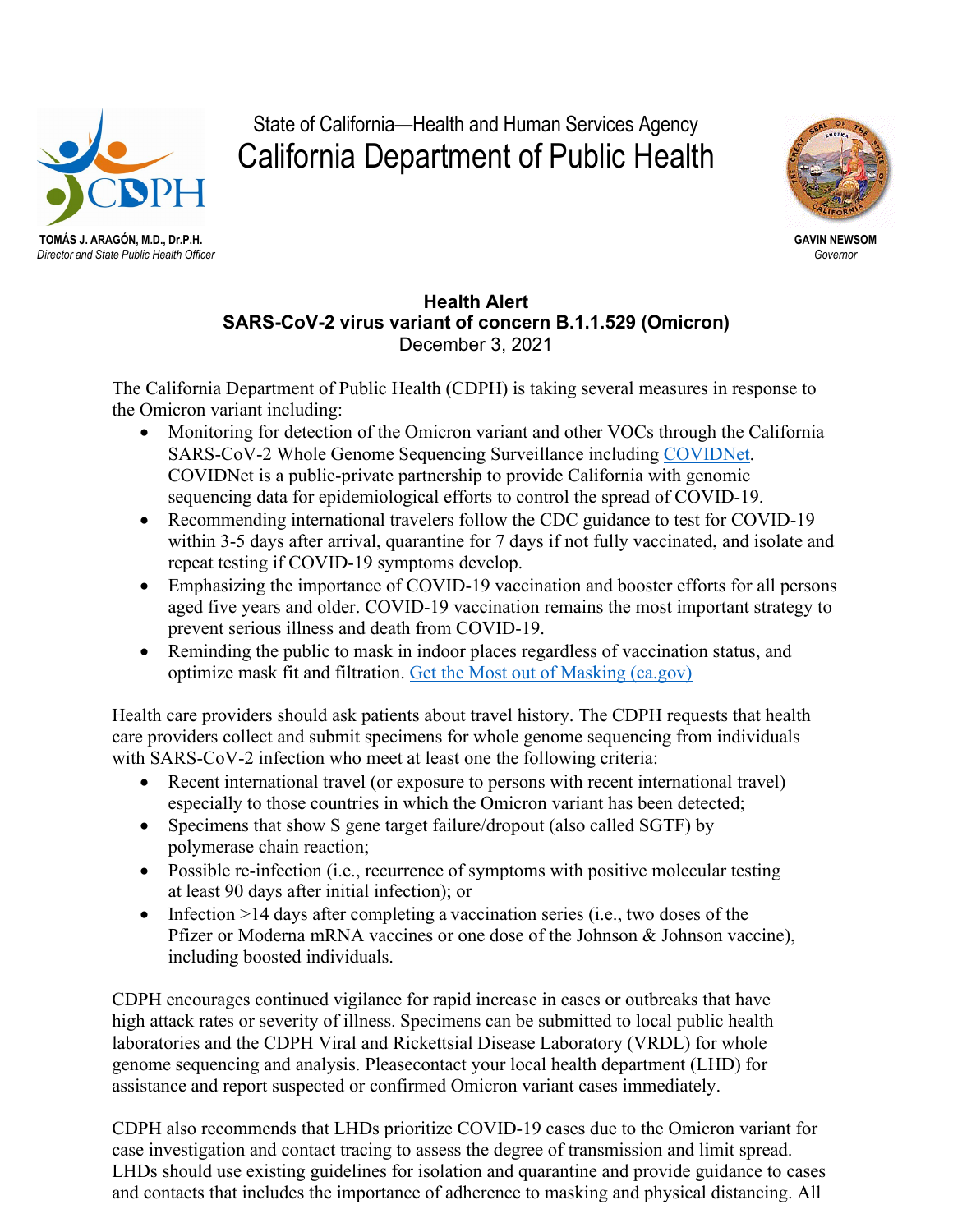State of California—Health and Human Services Agency

California Department of Public Health

**TOMÁS J. ARAGÓN, M.D., Dr.P.H.**
*Director and State Public Health Officer*

**GAVIN NEWSOM**
*Governor*

**Health Alert**
**SARS-CoV-2 virus variant of concern B.1.1.529 (Omicron)**
December 3, 2021

The California Department of Public Health (CDPH) is taking several measures in response to the Omicron variant including:

- Monitoring for detection of the Omicron variant and other VOCs through the California SARS-CoV-2 Whole Genome Sequencing Surveillance including [COVIDNet](). COVIDNet is a public-private partnership to provide California with genomic sequencing data for epidemiological efforts to control the spread of COVID-19.
- Recommending international travelers follow the CDC guidance to test for COVID-19 within 3-5 days after arrival, quarantine for 7 days if not fully vaccinated, and isolate and repeat testing if COVID-19 symptoms develop.
- Emphasizing the importance of COVID-19 vaccination and booster efforts for all persons aged five years and older. COVID-19 vaccination remains the most important strategy to prevent serious illness and death from COVID-19.
- Reminding the public to mask in indoor places regardless of vaccination status, and optimize mask fit and filtration. [Get the Most out of Masking (ca.gov)]()

Health care providers should ask patients about travel history. The CDPH requests that health care providers collect and submit specimens for whole genome sequencing from individuals with SARS-CoV-2 infection who meet at least one the following criteria:

- Recent international travel (or exposure to persons with recent international travel) especially to those countries in which the Omicron variant has been detected;
- Specimens that show S gene target failure/dropout (also called SGTF) by polymerase chain reaction;
- Possible re-infection (i.e., recurrence of symptoms with positive molecular testing at least 90 days after initial infection); or
- Infection >14 days after completing a vaccination series (i.e., two doses of the Pfizer or Moderna mRNA vaccines or one dose of the Johnson & Johnson vaccine), including boosted individuals.

CDPH encourages continued vigilance for rapid increase in cases or outbreaks that have high attack rates or severity of illness. Specimens can be submitted to local public health laboratories and the CDPH Viral and Rickettsial Disease Laboratory (VRDL) for whole genome sequencing and analysis. Pleasecontact your local health department (LHD) for assistance and report suspected or confirmed Omicron variant cases immediately.

CDPH also recommends that LHDs prioritize COVID-19 cases due to the Omicron variant for case investigation and contact tracing to assess the degree of transmission and limit spread. LHDs should use existing guidelines for isolation and quarantine and provide guidance to cases and contacts that includes the importance of adherence to masking and physical distancing. All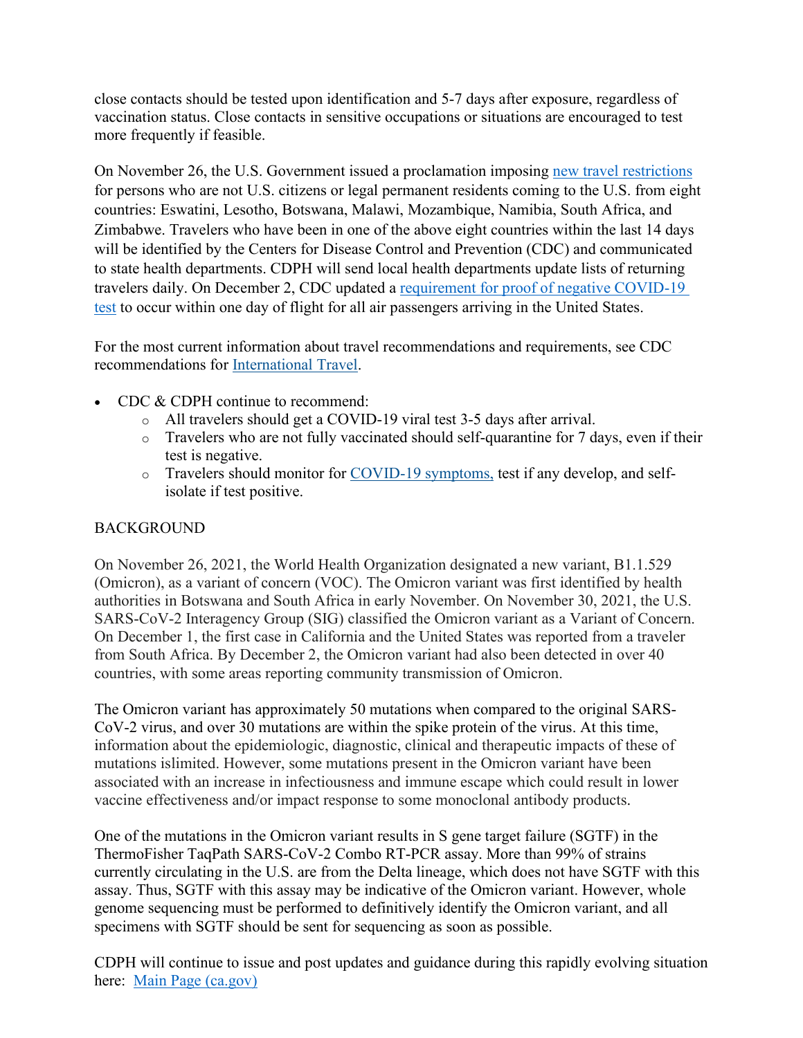close contacts should be tested upon identification and 5-7 days after exposure, regardless of vaccination status. Close contacts in sensitive occupations or situations are encouraged to test more frequently if feasible.

On November 26, the U.S. Government issued a proclamation imposing [new travel restrictions] for persons who are not U.S. citizens or legal permanent residents coming to the U.S. from eight countries: Eswatini, Lesotho, Botswana, Malawi, Mozambique, Namibia, South Africa, and Zimbabwe. Travelers who have been in one of the above eight countries within the last 14 days will be identified by the Centers for Disease Control and Prevention (CDC) and communicated to state health departments. CDPH will send local health departments update lists of returning travelers daily. On December 2, CDC updated a [requirement for proof of negative COVID-19 test] to occur within one day of flight for all air passengers arriving in the United States.

For the most current information about travel recommendations and requirements, see CDC recommendations for [International Travel].

- CDC & CDPH continue to recommend:
  - All travelers should get a COVID-19 viral test 3-5 days after arrival.
  - Travelers who are not fully vaccinated should self-quarantine for 7 days, even if their test is negative.
  - Travelers should monitor for [COVID-19 symptoms,] test if any develop, and self-isolate if test positive.

BACKGROUND

On November 26, 2021, the World Health Organization designated a new variant, B1.1.529 (Omicron), as a variant of concern (VOC). The Omicron variant was first identified by health authorities in Botswana and South Africa in early November. On November 30, 2021, the U.S. SARS-CoV-2 Interagency Group (SIG) classified the Omicron variant as a Variant of Concern. On December 1, the first case in California and the United States was reported from a traveler from South Africa. By December 2, the Omicron variant had also been detected in over 40 countries, with some areas reporting community transmission of Omicron.

The Omicron variant has approximately 50 mutations when compared to the original SARS-CoV-2 virus, and over 30 mutations are within the spike protein of the virus. At this time, information about the epidemiologic, diagnostic, clinical and therapeutic impacts of these of mutations islimited. However, some mutations present in the Omicron variant have been associated with an increase in infectiousness and immune escape which could result in lower vaccine effectiveness and/or impact response to some monoclonal antibody products.

One of the mutations in the Omicron variant results in S gene target failure (SGTF) in the ThermoFisher TaqPath SARS-CoV-2 Combo RT-PCR assay. More than 99% of strains currently circulating in the U.S. are from the Delta lineage, which does not have SGTF with this assay. Thus, SGTF with this assay may be indicative of the Omicron variant. However, whole genome sequencing must be performed to definitively identify the Omicron variant, and all specimens with SGTF should be sent for sequencing as soon as possible.

CDPH will continue to issue and post updates and guidance during this rapidly evolving situation here: [Main Page (ca.gov)]